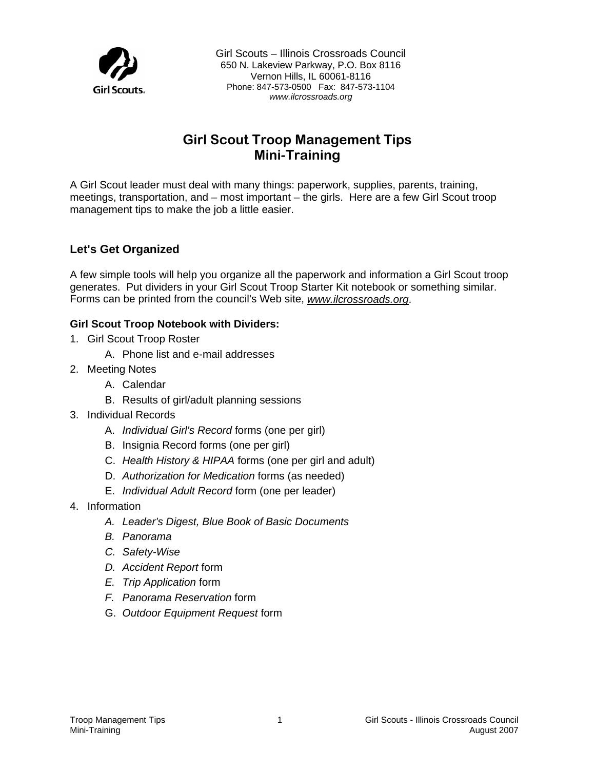Girl Scouts – Illinois Crossroads Council
650 N. Lakeview Parkway, P.O. Box 8116
Vernon Hills, IL 60061-8116
Phone: 847-573-0500 Fax: 847-573-1104
*www.ilcrossroads.org*

# Girl Scout Troop Management Tips
# Mini-Training

A Girl Scout leader must deal with many things: paperwork, supplies, parents, training, meetings, transportation, and – most important – the girls. Here are a few Girl Scout troop management tips to make the job a little easier.

## Let's Get Organized

A few simple tools will help you organize all the paperwork and information a Girl Scout troop generates. Put dividers in your Girl Scout Troop Starter Kit notebook or something similar. Forms can be printed from the council's Web site, *www.ilcrossroads.org*.

**Girl Scout Troop Notebook with Dividers:**

1. Girl Scout Troop Roster
    - A. Phone list and e-mail addresses
2. Meeting Notes
    - A. Calendar
    - B. Results of girl/adult planning sessions
3. Individual Records
    - A. *Individual Girl's Record* forms (one per girl)
    - B. Insignia Record forms (one per girl)
    - C. *Health History & HIPAA* forms (one per girl and adult)
    - D. *Authorization for Medication* forms (as needed)
    - E. *Individual Adult Record* form (one per leader)
4. Information
    - *A. Leader's Digest, Blue Book of Basic Documents*
    - *B. Panorama*
    - *C. Safety-Wise*
    - *D. Accident Report* form
    - *E. Trip Application* form
    - *F. Panorama Reservation* form
    - G. *Outdoor Equipment Request* form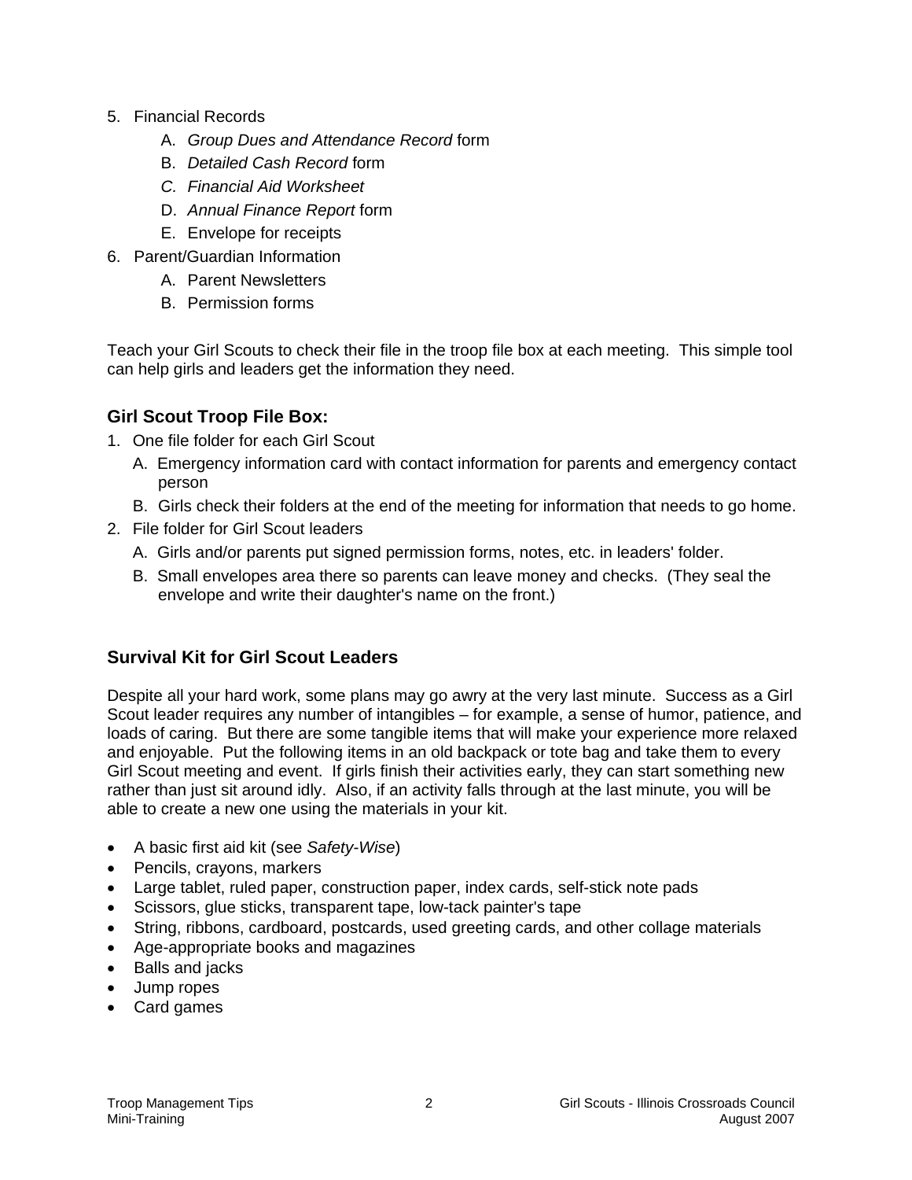5. Financial Records
    A. *Group Dues and Attendance Record* form
    B. *Detailed Cash Record* form
    C. *Financial Aid Worksheet*
    D. *Annual Finance Report* form
    E. Envelope for receipts
6. Parent/Guardian Information
    A. Parent Newsletters
    B. Permission forms

Teach your Girl Scouts to check their file in the troop file box at each meeting. This simple tool can help girls and leaders get the information they need.

### Girl Scout Troop File Box:

1. One file folder for each Girl Scout
    A. Emergency information card with contact information for parents and emergency contact person
    B. Girls check their folders at the end of the meeting for information that needs to go home.
2. File folder for Girl Scout leaders
    A. Girls and/or parents put signed permission forms, notes, etc. in leaders' folder.
    B. Small envelopes area there so parents can leave money and checks. (They seal the envelope and write their daughter's name on the front.)

### Survival Kit for Girl Scout Leaders

Despite all your hard work, some plans may go awry at the very last minute. Success as a Girl Scout leader requires any number of intangibles – for example, a sense of humor, patience, and loads of caring. But there are some tangible items that will make your experience more relaxed and enjoyable. Put the following items in an old backpack or tote bag and take them to every Girl Scout meeting and event. If girls finish their activities early, they can start something new rather than just sit around idly. Also, if an activity falls through at the last minute, you will be able to create a new one using the materials in your kit.

- A basic first aid kit (see *Safety-Wise*)
- Pencils, crayons, markers
- Large tablet, ruled paper, construction paper, index cards, self-stick note pads
- Scissors, glue sticks, transparent tape, low-tack painter's tape
- String, ribbons, cardboard, postcards, used greeting cards, and other collage materials
- Age-appropriate books and magazines
- Balls and jacks
- Jump ropes
- Card games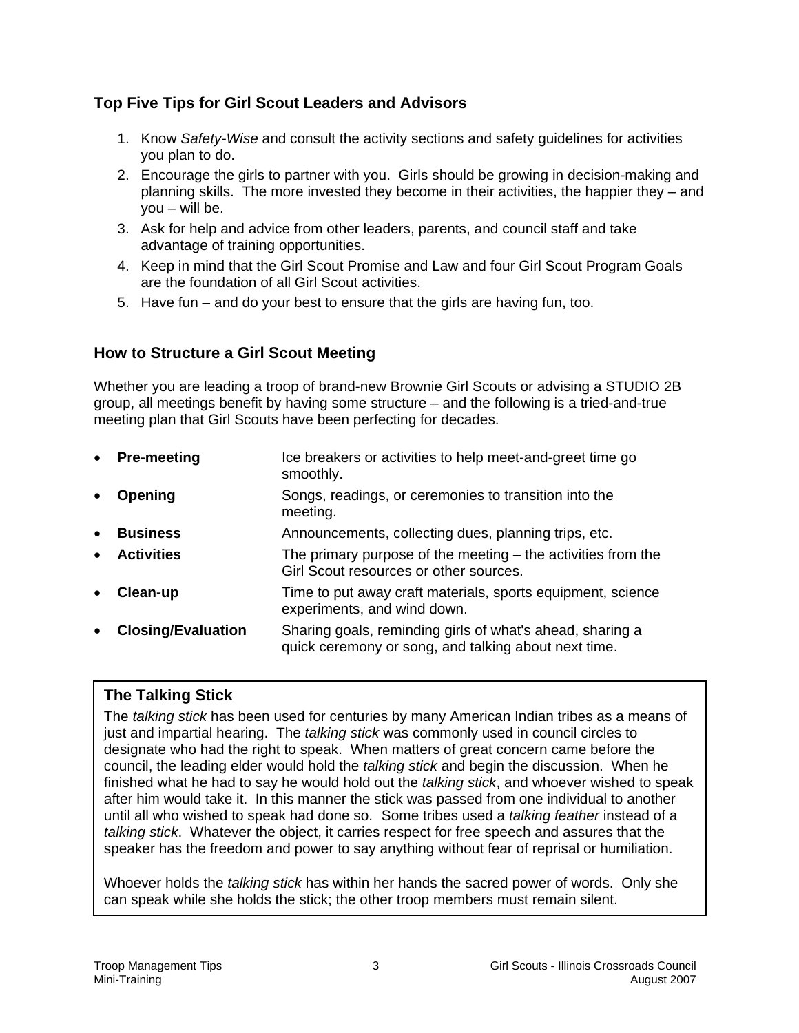## Top Five Tips for Girl Scout Leaders and Advisors

1. Know *Safety-Wise* and consult the activity sections and safety guidelines for activities you plan to do.
2. Encourage the girls to partner with you. Girls should be growing in decision-making and planning skills. The more invested they become in their activities, the happier they – and you – will be.
3. Ask for help and advice from other leaders, parents, and council staff and take advantage of training opportunities.
4. Keep in mind that the Girl Scout Promise and Law and four Girl Scout Program Goals are the foundation of all Girl Scout activities.
5. Have fun – and do your best to ensure that the girls are having fun, too.

## How to Structure a Girl Scout Meeting

Whether you are leading a troop of brand-new Brownie Girl Scouts or advising a STUDIO 2B group, all meetings benefit by having some structure – and the following is a tried-and-true meeting plan that Girl Scouts have been perfecting for decades.

- **Pre-meeting** — Ice breakers or activities to help meet-and-greet time go smoothly.
- **Opening** — Songs, readings, or ceremonies to transition into the meeting.
- **Business** — Announcements, collecting dues, planning trips, etc.
- **Activities** — The primary purpose of the meeting – the activities from the Girl Scout resources or other sources.
- **Clean-up** — Time to put away craft materials, sports equipment, science experiments, and wind down.
- **Closing/Evaluation** — Sharing goals, reminding girls of what's ahead, sharing a quick ceremony or song, and talking about next time.

### The Talking Stick

The *talking stick* has been used for centuries by many American Indian tribes as a means of just and impartial hearing. The *talking stick* was commonly used in council circles to designate who had the right to speak. When matters of great concern came before the council, the leading elder would hold the *talking stick* and begin the discussion. When he finished what he had to say he would hold out the *talking stick*, and whoever wished to speak after him would take it. In this manner the stick was passed from one individual to another until all who wished to speak had done so. Some tribes used a *talking feather* instead of a *talking stick*. Whatever the object, it carries respect for free speech and assures that the speaker has the freedom and power to say anything without fear of reprisal or humiliation.

Whoever holds the *talking stick* has within her hands the sacred power of words. Only she can speak while she holds the stick; the other troop members must remain silent.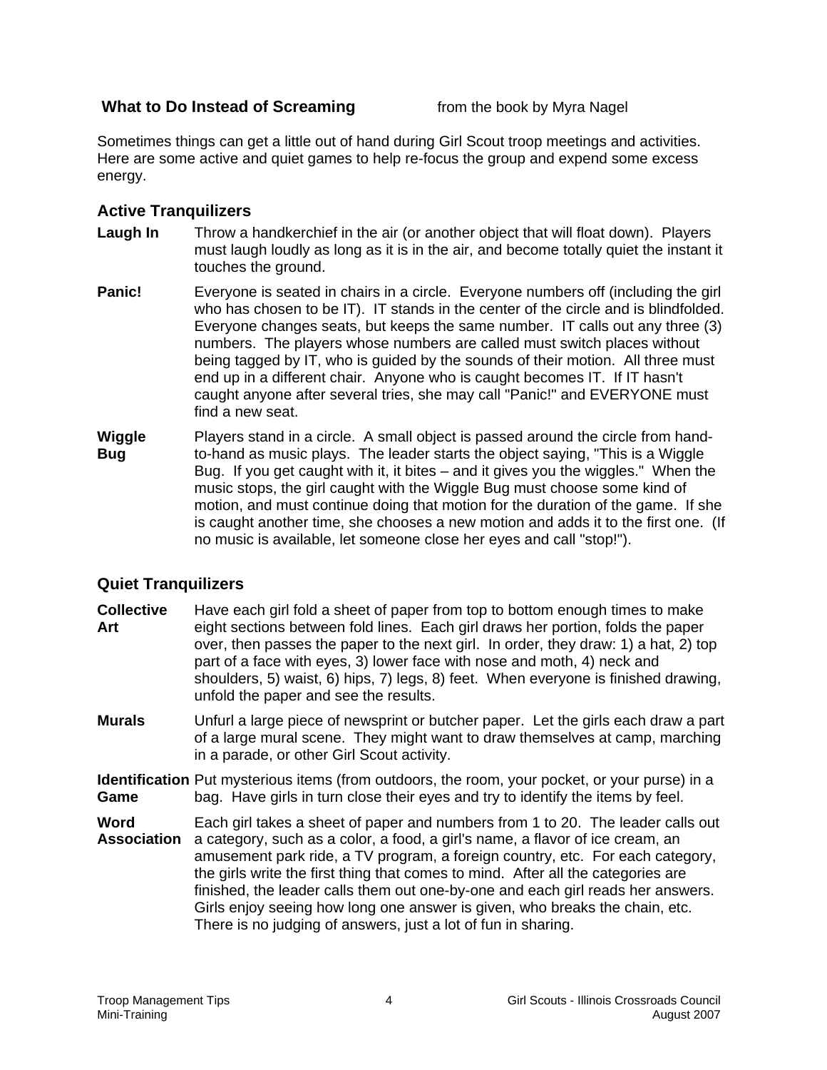## What to Do Instead of Screaming

from the book by Myra Nagel

Sometimes things can get a little out of hand during Girl Scout troop meetings and activities. Here are some active and quiet games to help re-focus the group and expend some excess energy.

### Active Tranquilizers

**Laugh In** Throw a handkerchief in the air (or another object that will float down). Players must laugh loudly as long as it is in the air, and become totally quiet the instant it touches the ground.

**Panic!** Everyone is seated in chairs in a circle. Everyone numbers off (including the girl who has chosen to be IT). IT stands in the center of the circle and is blindfolded. Everyone changes seats, but keeps the same number. IT calls out any three (3) numbers. The players whose numbers are called must switch places without being tagged by IT, who is guided by the sounds of their motion. All three must end up in a different chair. Anyone who is caught becomes IT. If IT hasn't caught anyone after several tries, she may call "Panic!" and EVERYONE must find a new seat.

**Wiggle Bug** Players stand in a circle. A small object is passed around the circle from hand-to-hand as music plays. The leader starts the object saying, "This is a Wiggle Bug. If you get caught with it, it bites – and it gives you the wiggles." When the music stops, the girl caught with the Wiggle Bug must choose some kind of motion, and must continue doing that motion for the duration of the game. If she is caught another time, she chooses a new motion and adds it to the first one. (If no music is available, let someone close her eyes and call "stop!").

### Quiet Tranquilizers

**Collective Art** Have each girl fold a sheet of paper from top to bottom enough times to make eight sections between fold lines. Each girl draws her portion, folds the paper over, then passes the paper to the next girl. In order, they draw: 1) a hat, 2) top part of a face with eyes, 3) lower face with nose and moth, 4) neck and shoulders, 5) waist, 6) hips, 7) legs, 8) feet. When everyone is finished drawing, unfold the paper and see the results.

**Murals** Unfurl a large piece of newsprint or butcher paper. Let the girls each draw a part of a large mural scene. They might want to draw themselves at camp, marching in a parade, or other Girl Scout activity.

**Identification Game** Put mysterious items (from outdoors, the room, your pocket, or your purse) in a bag. Have girls in turn close their eyes and try to identify the items by feel.

**Word Association** Each girl takes a sheet of paper and numbers from 1 to 20. The leader calls out a category, such as a color, a food, a girl's name, a flavor of ice cream, an amusement park ride, a TV program, a foreign country, etc. For each category, the girls write the first thing that comes to mind. After all the categories are finished, the leader calls them out one-by-one and each girl reads her answers. Girls enjoy seeing how long one answer is given, who breaks the chain, etc. There is no judging of answers, just a lot of fun in sharing.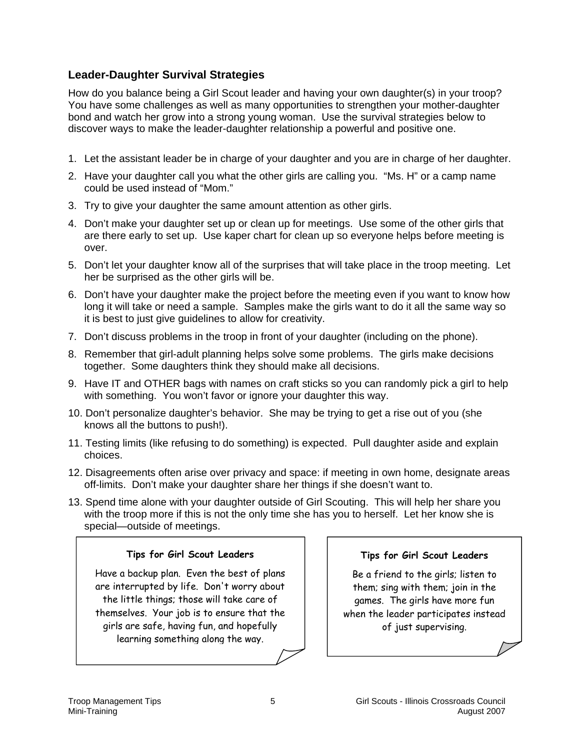## Leader-Daughter Survival Strategies

How do you balance being a Girl Scout leader and having your own daughter(s) in your troop? You have some challenges as well as many opportunities to strengthen your mother-daughter bond and watch her grow into a strong young woman. Use the survival strategies below to discover ways to make the leader-daughter relationship a powerful and positive one.

1. Let the assistant leader be in charge of your daughter and you are in charge of her daughter.
2. Have your daughter call you what the other girls are calling you. "Ms. H" or a camp name could be used instead of "Mom."
3. Try to give your daughter the same amount attention as other girls.
4. Don't make your daughter set up or clean up for meetings. Use some of the other girls that are there early to set up. Use kaper chart for clean up so everyone helps before meeting is over.
5. Don't let your daughter know all of the surprises that will take place in the troop meeting. Let her be surprised as the other girls will be.
6. Don't have your daughter make the project before the meeting even if you want to know how long it will take or need a sample. Samples make the girls want to do it all the same way so it is best to just give guidelines to allow for creativity.
7. Don't discuss problems in the troop in front of your daughter (including on the phone).
8. Remember that girl-adult planning helps solve some problems. The girls make decisions together. Some daughters think they should make all decisions.
9. Have IT and OTHER bags with names on craft sticks so you can randomly pick a girl to help with something. You won't favor or ignore your daughter this way.
10. Don't personalize daughter's behavior. She may be trying to get a rise out of you (she knows all the buttons to push!).
11. Testing limits (like refusing to do something) is expected. Pull daughter aside and explain choices.
12. Disagreements often arise over privacy and space: if meeting in own home, designate areas off-limits. Don't make your daughter share her things if she doesn't want to.
13. Spend time alone with your daughter outside of Girl Scouting. This will help her share you with the troop more if this is not the only time she has you to herself. Let her know she is special—outside of meetings.

**Tips for Girl Scout Leaders**

Have a backup plan. Even the best of plans are interrupted by life. Don't worry about the little things; those will take care of themselves. Your job is to ensure that the girls are safe, having fun, and hopefully learning something along the way.

**Tips for Girl Scout Leaders**

Be a friend to the girls; listen to them; sing with them; join in the games. The girls have more fun when the leader participates instead of just supervising.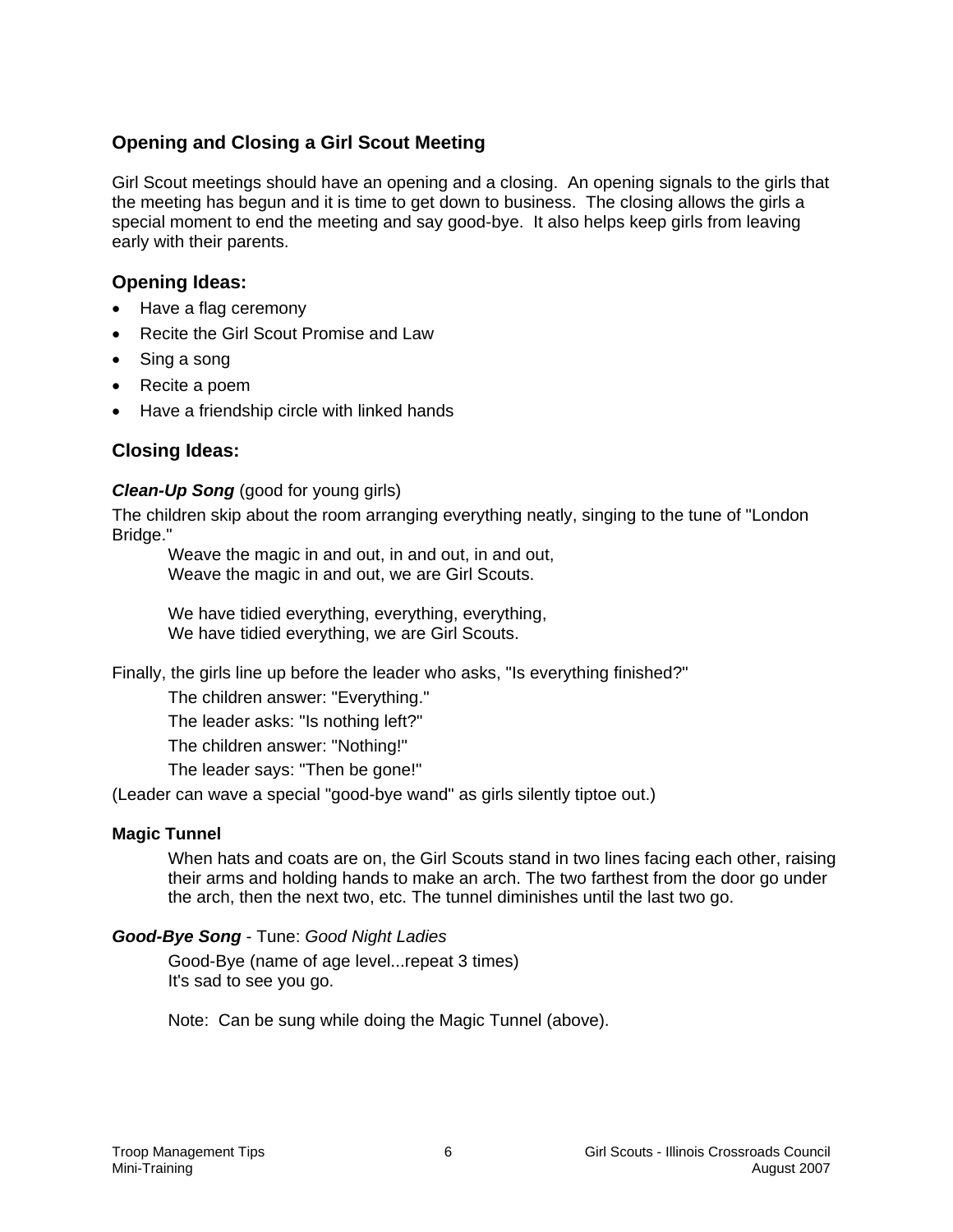## Opening and Closing a Girl Scout Meeting

Girl Scout meetings should have an opening and a closing. An opening signals to the girls that the meeting has begun and it is time to get down to business. The closing allows the girls a special moment to end the meeting and say good-bye. It also helps keep girls from leaving early with their parents.

### Opening Ideas:

- Have a flag ceremony
- Recite the Girl Scout Promise and Law
- Sing a song
- Recite a poem
- Have a friendship circle with linked hands

### Closing Ideas:

***Clean-Up Song*** (good for young girls)

The children skip about the room arranging everything neatly, singing to the tune of "London Bridge."

> Weave the magic in and out, in and out, in and out,
> Weave the magic in and out, we are Girl Scouts.
>
> We have tidied everything, everything, everything,
> We have tidied everything, we are Girl Scouts.

Finally, the girls line up before the leader who asks, "Is everything finished?"

> The children answer: "Everything."
>
> The leader asks: "Is nothing left?"
>
> The children answer: "Nothing!"
>
> The leader says: "Then be gone!"

(Leader can wave a special "good-bye wand" as girls silently tiptoe out.)

**Magic Tunnel**

> When hats and coats are on, the Girl Scouts stand in two lines facing each other, raising their arms and holding hands to make an arch. The two farthest from the door go under the arch, then the next two, etc. The tunnel diminishes until the last two go.

***Good-Bye Song*** - Tune: *Good Night Ladies*

> Good-Bye (name of age level...repeat 3 times)
> It's sad to see you go.
>
> Note: Can be sung while doing the Magic Tunnel (above).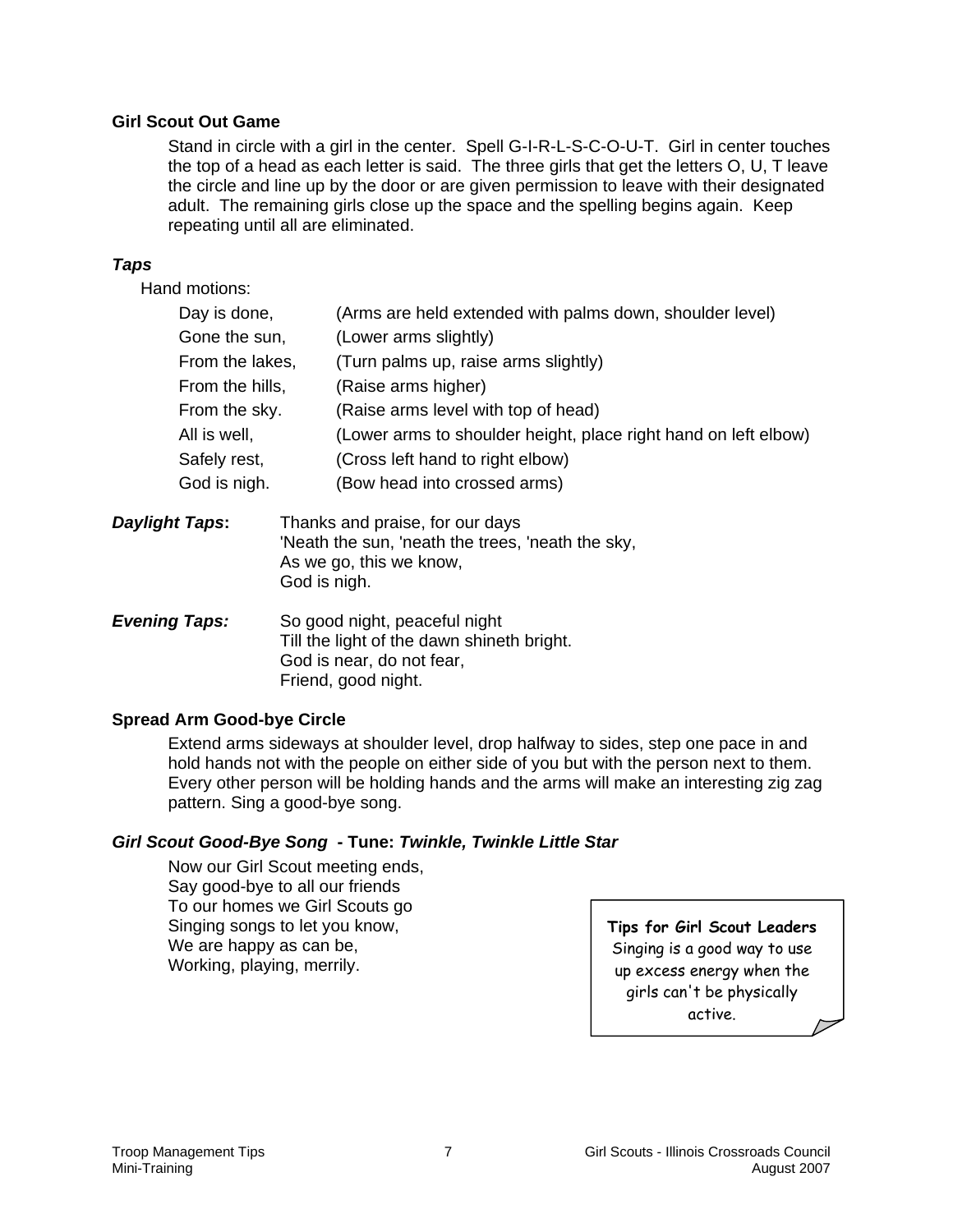**Girl Scout Out Game**

Stand in circle with a girl in the center. Spell G-I-R-L-S-C-O-U-T. Girl in center touches the top of a head as each letter is said. The three girls that get the letters O, U, T leave the circle and line up by the door or are given permission to leave with their designated adult. The remaining girls close up the space and the spelling begins again. Keep repeating until all are eliminated.

***Taps***

Hand motions:

| | |
|---|---|
| Day is done, | (Arms are held extended with palms down, shoulder level) |
| Gone the sun, | (Lower arms slightly) |
| From the lakes, | (Turn palms up, raise arms slightly) |
| From the hills, | (Raise arms higher) |
| From the sky. | (Raise arms level with top of head) |
| All is well, | (Lower arms to shoulder height, place right hand on left elbow) |
| Safely rest, | (Cross left hand to right elbow) |
| God is nigh. | (Bow head into crossed arms) |

***Daylight Taps*:**

Thanks and praise, for our days
'Neath the sun, 'neath the trees, 'neath the sky,
As we go, this we know,
God is nigh.

***Evening Taps:***

So good night, peaceful night
Till the light of the dawn shineth bright.
God is near, do not fear,
Friend, good night.

**Spread Arm Good-bye Circle**

Extend arms sideways at shoulder level, drop halfway to sides, step one pace in and hold hands not with the people on either side of you but with the person next to them. Every other person will be holding hands and the arms will make an interesting zig zag pattern. Sing a good-bye song.

***Girl Scout Good-Bye Song* - Tune: *Twinkle, Twinkle Little Star***

Now our Girl Scout meeting ends,
Say good-bye to all our friends
To our homes we Girl Scouts go
Singing songs to let you know,
We are happy as can be,
Working, playing, merrily.

**Tips for Girl Scout Leaders**
Singing is a good way to use up excess energy when the girls can't be physically active.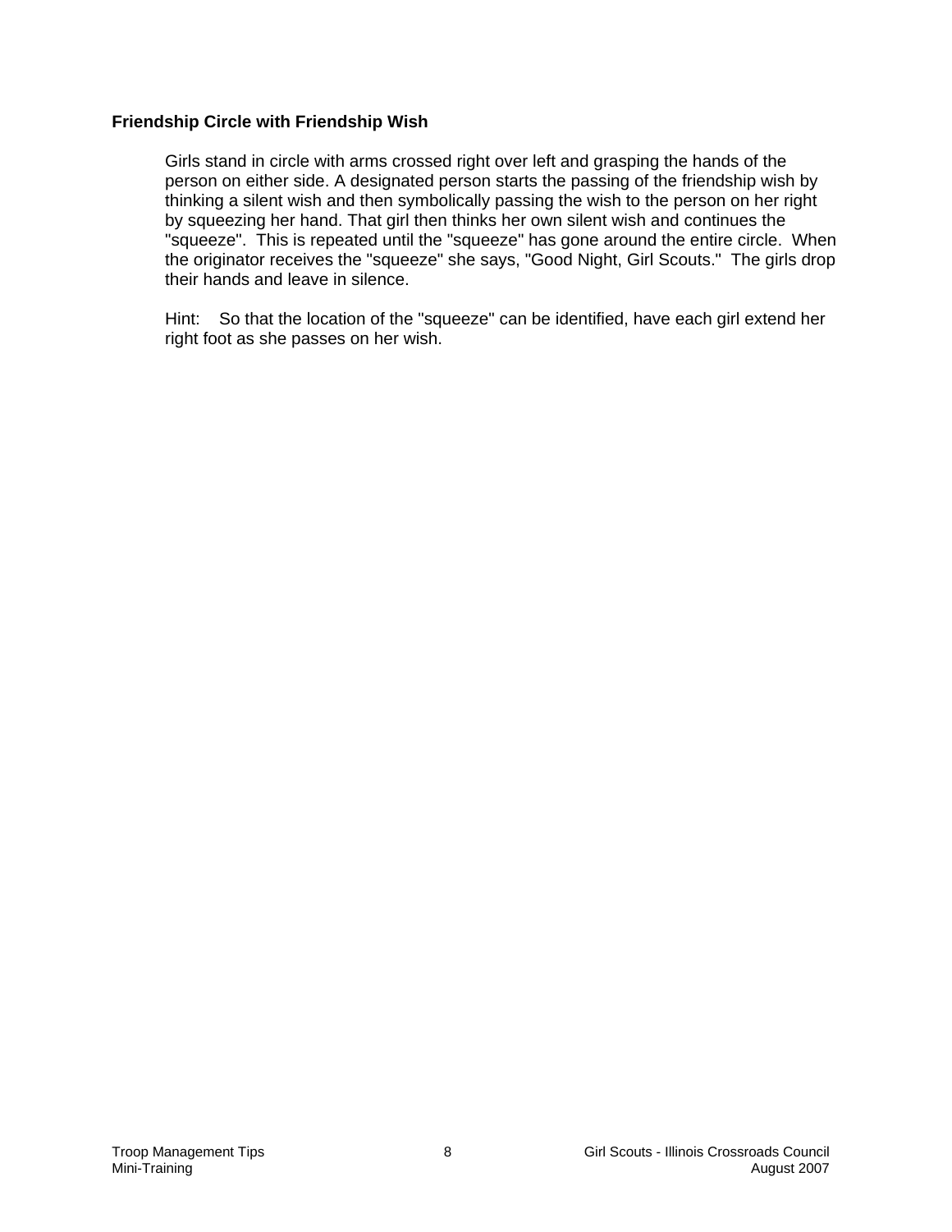### Friendship Circle with Friendship Wish

Girls stand in circle with arms crossed right over left and grasping the hands of the person on either side. A designated person starts the passing of the friendship wish by thinking a silent wish and then symbolically passing the wish to the person on her right by squeezing her hand. That girl then thinks her own silent wish and continues the "squeeze". This is repeated until the "squeeze" has gone around the entire circle. When the originator receives the "squeeze" she says, "Good Night, Girl Scouts." The girls drop their hands and leave in silence.

Hint: So that the location of the "squeeze" can be identified, have each girl extend her right foot as she passes on her wish.